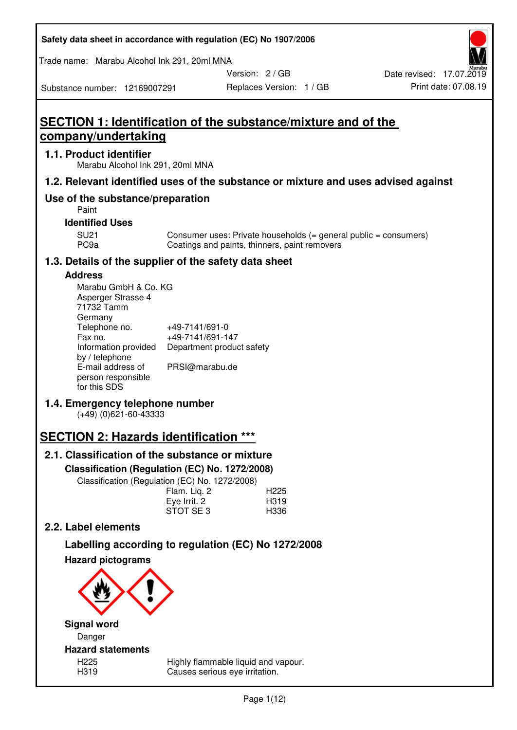Safety data sheet in accordance with regulation (EC) No 1907/2006

Trade name: Marabu Alcohol Ink 291, 20ml MNA

| Substance number: 12169007291 | Version: 2 / GB | Date revised: 17.07.2019 |
| --- | --- | --- |
| | Replaces Version: 1 / GB | Print date: 07.08.19 |

# SECTION 1: Identification of the substance/mixture and of the company/undertaking

## 1.1. Product identifier

Marabu Alcohol Ink 291, 20ml MNA

## 1.2. Relevant identified uses of the substance or mixture and uses advised against

## Use of the substance/preparation

Paint

### Identified Uses

| | |
| --- | --- |
| SU21 | Consumer uses: Private households (= general public = consumers) |
| PC9a | Coatings and paints, thinners, paint removers |

## 1.3. Details of the supplier of the safety data sheet

### Address

Marabu GmbH & Co. KG
Asperger Strasse 4
71732 Tamm
Germany

| | |
| --- | --- |
| Telephone no. | +49-7141/691-0 |
| Fax no. | +49-7141/691-147 |
| Information provided by / telephone | Department product safety |
| E-mail address of person responsible for this SDS | PRSI@marabu.de |

## 1.4. Emergency telephone number

(+49) (0)621-60-43333

# SECTION 2: Hazards identification ***

## 2.1. Classification of the substance or mixture

### Classification (Regulation (EC) No. 1272/2008)

Classification (Regulation (EC) No. 1272/2008)

| | |
| --- | --- |
| Flam. Liq. 2 | H225 |
| Eye Irrit. 2 | H319 |
| STOT SE 3 | H336 |

## 2.2. Label elements

### Labelling according to regulation (EC) No 1272/2008

### Hazard pictograms

### Signal word

Danger

### Hazard statements

| | |
| --- | --- |
| H225 | Highly flammable liquid and vapour. |
| H319 | Causes serious eye irritation. |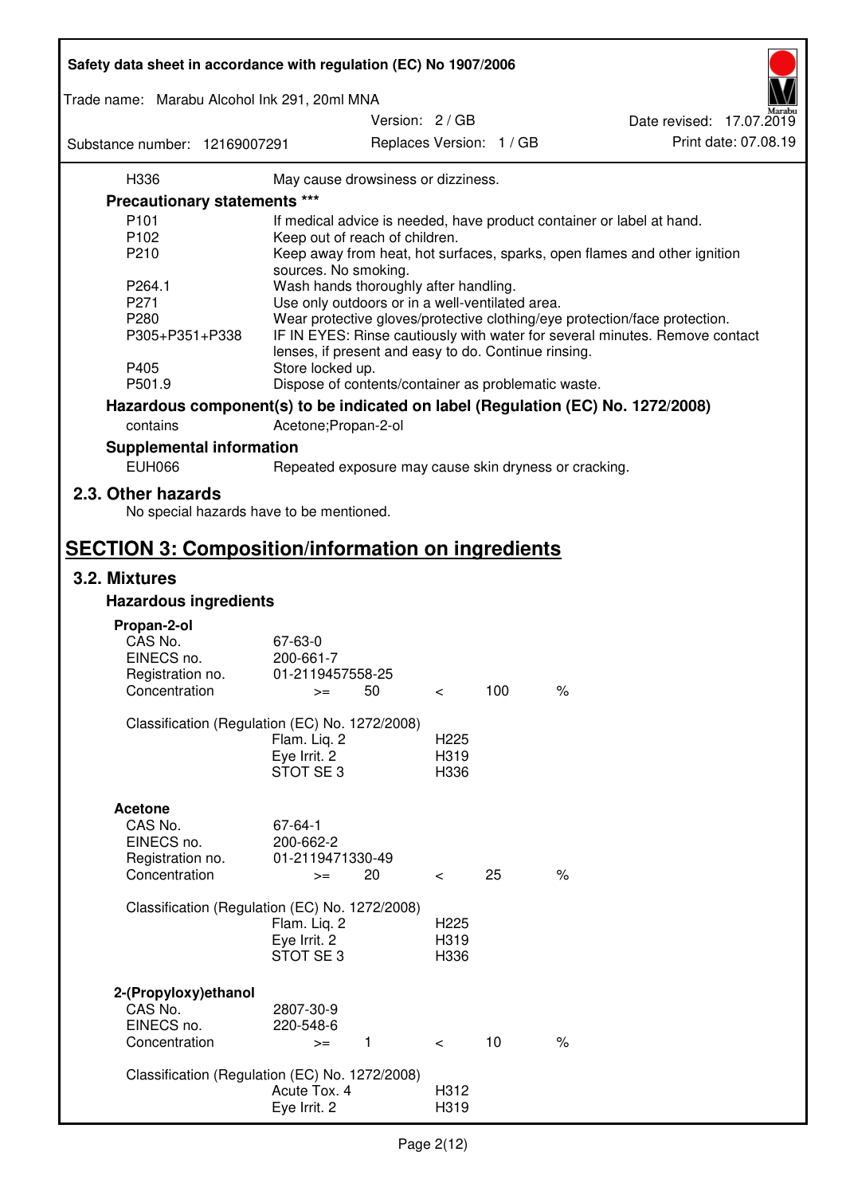| | |
|---|---|
| H336 | May cause drowsiness or dizziness. |

**Precautionary statements *****

| | |
|---|---|
| P101 | If medical advice is needed, have product container or label at hand. |
| P102 | Keep out of reach of children. |
| P210 | Keep away from heat, hot surfaces, sparks, open flames and other ignition sources. No smoking. |
| P264.1 | Wash hands thoroughly after handling. |
| P271 | Use only outdoors or in a well-ventilated area. |
| P280 | Wear protective gloves/protective clothing/eye protection/face protection. |
| P305+P351+P338 | IF IN EYES: Rinse cautiously with water for several minutes. Remove contact lenses, if present and easy to do. Continue rinsing. |
| P405 | Store locked up. |
| P501.9 | Dispose of contents/container as problematic waste. |

**Hazardous component(s) to be indicated on label (Regulation (EC) No. 1272/2008)**

| | |
|---|---|
| contains | Acetone;Propan-2-ol |

**Supplemental information**

| | |
|---|---|
| EUH066 | Repeated exposure may cause skin dryness or cracking. |

## 2.3. Other hazards

No special hazards have to be mentioned.

# SECTION 3: Composition/information on ingredients

## 3.2. Mixtures

### Hazardous ingredients

**Propan-2-ol**

| | | | | | |
|---|---|---|---|---|---|
| CAS No. | 67-63-0 | | | | |
| EINECS no. | 200-661-7 | | | | |
| Registration no. | 01-2119457558-25 | | | | |
| Concentration | >= | 50 | < | 100 | % |

Classification (Regulation (EC) No. 1272/2008)

| | |
|---|---|
| Flam. Liq. 2 | H225 |
| Eye Irrit. 2 | H319 |
| STOT SE 3 | H336 |

**Acetone**

| | | | | | |
|---|---|---|---|---|---|
| CAS No. | 67-64-1 | | | | |
| EINECS no. | 200-662-2 | | | | |
| Registration no. | 01-2119471330-49 | | | | |
| Concentration | >= | 20 | < | 25 | % |

Classification (Regulation (EC) No. 1272/2008)

| | |
|---|---|
| Flam. Liq. 2 | H225 |
| Eye Irrit. 2 | H319 |
| STOT SE 3 | H336 |

**2-(Propyloxy)ethanol**

| | | | | | |
|---|---|---|---|---|---|
| CAS No. | 2807-30-9 | | | | |
| EINECS no. | 220-548-6 | | | | |
| Concentration | >= | 1 | < | 10 | % |

Classification (Regulation (EC) No. 1272/2008)

| | |
|---|---|
| Acute Tox. 4 | H312 |
| Eye Irrit. 2 | H319 |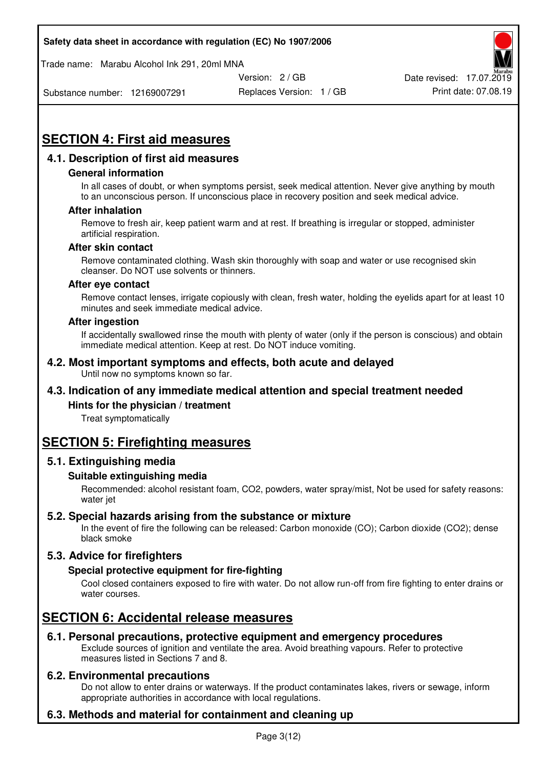## SECTION 4: First aid measures

### 4.1. Description of first aid measures

#### General information

In all cases of doubt, or when symptoms persist, seek medical attention. Never give anything by mouth to an unconscious person. If unconscious place in recovery position and seek medical advice.

#### After inhalation

Remove to fresh air, keep patient warm and at rest. If breathing is irregular or stopped, administer artificial respiration.

#### After skin contact

Remove contaminated clothing. Wash skin thoroughly with soap and water or use recognised skin cleanser. Do NOT use solvents or thinners.

#### After eye contact

Remove contact lenses, irrigate copiously with clean, fresh water, holding the eyelids apart for at least 10 minutes and seek immediate medical advice.

#### After ingestion

If accidentally swallowed rinse the mouth with plenty of water (only if the person is conscious) and obtain immediate medical attention. Keep at rest. Do NOT induce vomiting.

### 4.2. Most important symptoms and effects, both acute and delayed

Until now no symptoms known so far.

### 4.3. Indication of any immediate medical attention and special treatment needed

#### Hints for the physician / treatment

Treat symptomatically

## SECTION 5: Firefighting measures

### 5.1. Extinguishing media

#### Suitable extinguishing media

Recommended: alcohol resistant foam, $CO_2$, powders, water spray/mist, Not be used for safety reasons: water jet

### 5.2. Special hazards arising from the substance or mixture

In the event of fire the following can be released: Carbon monoxide (CO); Carbon dioxide ($CO_2$); dense black smoke

### 5.3. Advice for firefighters

#### Special protective equipment for fire-fighting

Cool closed containers exposed to fire with water. Do not allow run-off from fire fighting to enter drains or water courses.

## SECTION 6: Accidental release measures

### 6.1. Personal precautions, protective equipment and emergency procedures

Exclude sources of ignition and ventilate the area. Avoid breathing vapours. Refer to protective measures listed in Sections 7 and 8.

### 6.2. Environmental precautions

Do not allow to enter drains or waterways. If the product contaminates lakes, rivers or sewage, inform appropriate authorities in accordance with local regulations.

### 6.3. Methods and material for containment and cleaning up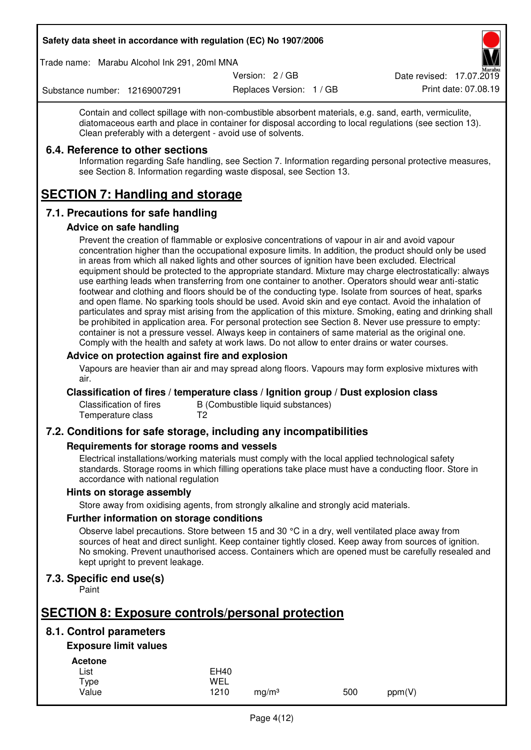Contain and collect spillage with non-combustible absorbent materials, e.g. sand, earth, vermiculite, diatomaceous earth and place in container for disposal according to local regulations (see section 13). Clean preferably with a detergent - avoid use of solvents.

### 6.4. Reference to other sections

Information regarding Safe handling, see Section 7. Information regarding personal protective measures, see Section 8. Information regarding waste disposal, see Section 13.

## SECTION 7: Handling and storage

### 7.1. Precautions for safe handling

#### Advice on safe handling

Prevent the creation of flammable or explosive concentrations of vapour in air and avoid vapour concentration higher than the occupational exposure limits. In addition, the product should only be used in areas from which all naked lights and other sources of ignition have been excluded. Electrical equipment should be protected to the appropriate standard. Mixture may charge electrostatically: always use earthing leads when transferring from one container to another. Operators should wear anti-static footwear and clothing and floors should be of the conducting type. Isolate from sources of heat, sparks and open flame. No sparking tools should be used. Avoid skin and eye contact. Avoid the inhalation of particulates and spray mist arising from the application of this mixture. Smoking, eating and drinking shall be prohibited in application area. For personal protection see Section 8. Never use pressure to empty: container is not a pressure vessel. Always keep in containers of same material as the original one. Comply with the health and safety at work laws. Do not allow to enter drains or water courses.

#### Advice on protection against fire and explosion

Vapours are heavier than air and may spread along floors. Vapours may form explosive mixtures with air.

#### Classification of fires / temperature class / Ignition group / Dust explosion class

| | |
|---|---|
| Classification of fires | B (Combustible liquid substances) |
| Temperature class | T2 |

### 7.2. Conditions for safe storage, including any incompatibilities

#### Requirements for storage rooms and vessels

Electrical installations/working materials must comply with the local applied technological safety standards. Storage rooms in which filling operations take place must have a conducting floor. Store in accordance with national regulation

#### Hints on storage assembly

Store away from oxidising agents, from strongly alkaline and strongly acid materials.

#### Further information on storage conditions

Observe label precautions. Store between 15 and 30 °C in a dry, well ventilated place away from sources of heat and direct sunlight. Keep container tightly closed. Keep away from sources of ignition. No smoking. Prevent unauthorised access. Containers which are opened must be carefully resealed and kept upright to prevent leakage.

### 7.3. Specific end use(s)

Paint

## SECTION 8: Exposure controls/personal protection

### 8.1. Control parameters

#### Exposure limit values

**Acetone**

| | | | | |
|---|---|---|---|---|
| List | EH40 | | | |
| Type | WEL | | | |
| Value | 1210 | mg/m³ | 500 | ppm(V) |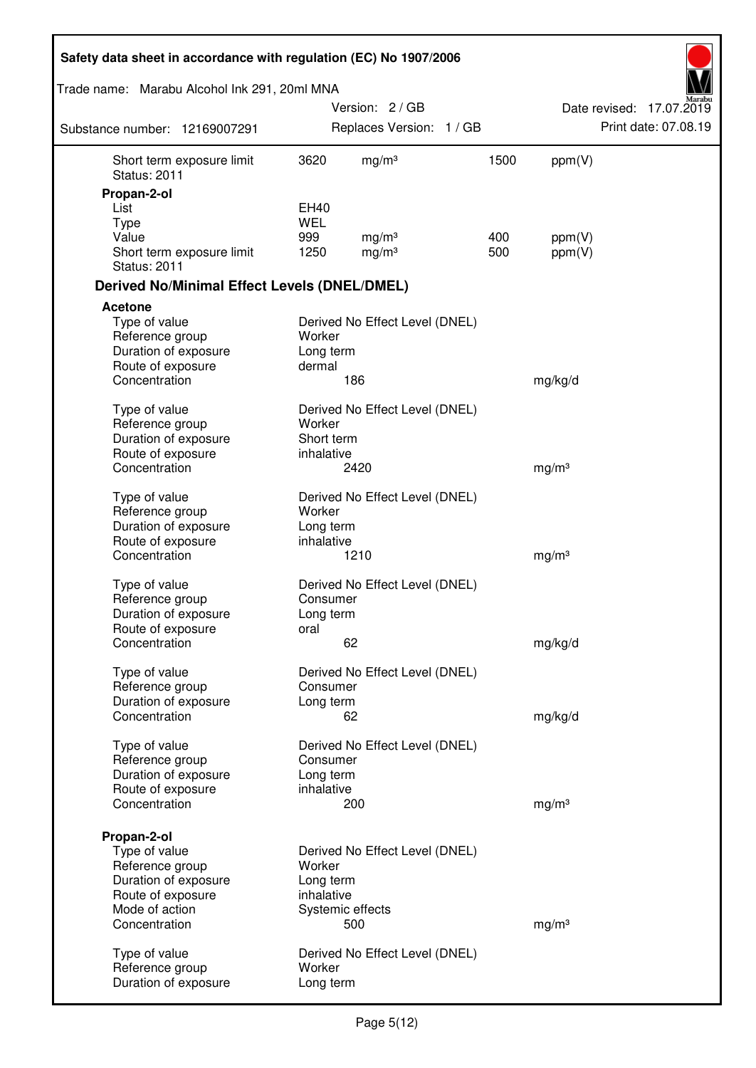| | | | | |
|---|---|---|---|---|
| Short term exposure limit | 3620 | mg/m³ | 1500 | ppm(V) |
| Status: 2011 | | | | |

**Propan-2-ol**

| | | | | |
|---|---|---|---|---|
| List | EH40 | | | |
| Type | WEL | | | |
| Value | 999 | mg/m³ | 400 | ppm(V) |
| Short term exposure limit | 1250 | mg/m³ | 500 | ppm(V) |
| Status: 2011 | | | | |

### Derived No/Minimal Effect Levels (DNEL/DMEL)

**Acetone**

| | | |
|---|---|---|
| Type of value | Derived No Effect Level (DNEL) | |
| Reference group | Worker | |
| Duration of exposure | Long term | |
| Route of exposure | dermal | |
| Concentration | 186 | mg/kg/d |

| | | |
|---|---|---|
| Type of value | Derived No Effect Level (DNEL) | |
| Reference group | Worker | |
| Duration of exposure | Short term | |
| Route of exposure | inhalative | |
| Concentration | 2420 | mg/m³ |

| | | |
|---|---|---|
| Type of value | Derived No Effect Level (DNEL) | |
| Reference group | Worker | |
| Duration of exposure | Long term | |
| Route of exposure | inhalative | |
| Concentration | 1210 | mg/m³ |

| | | |
|---|---|---|
| Type of value | Derived No Effect Level (DNEL) | |
| Reference group | Consumer | |
| Duration of exposure | Long term | |
| Route of exposure | oral | |
| Concentration | 62 | mg/kg/d |

| | | |
|---|---|---|
| Type of value | Derived No Effect Level (DNEL) | |
| Reference group | Consumer | |
| Duration of exposure | Long term | |
| Concentration | 62 | mg/kg/d |

| | | |
|---|---|---|
| Type of value | Derived No Effect Level (DNEL) | |
| Reference group | Consumer | |
| Duration of exposure | Long term | |
| Route of exposure | inhalative | |
| Concentration | 200 | mg/m³ |

**Propan-2-ol**

| | | |
|---|---|---|
| Type of value | Derived No Effect Level (DNEL) | |
| Reference group | Worker | |
| Duration of exposure | Long term | |
| Route of exposure | inhalative | |
| Mode of action | Systemic effects | |
| Concentration | 500 | mg/m³ |

| | |
|---|---|
| Type of value | Derived No Effect Level (DNEL) |
| Reference group | Worker |
| Duration of exposure | Long term |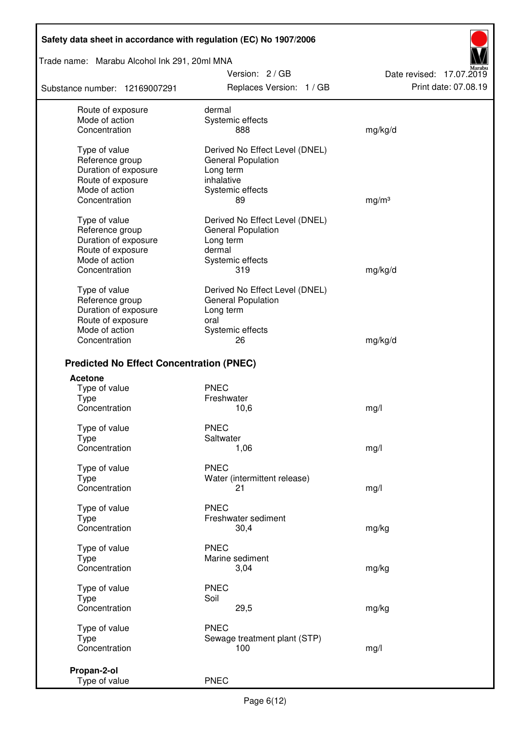| | | |
|---|---|---|
| Route of exposure | dermal | |
| Mode of action | Systemic effects | |
| Concentration | 888 | mg/kg/d |
| | | |
| Type of value | Derived No Effect Level (DNEL) | |
| Reference group | General Population | |
| Duration of exposure | Long term | |
| Route of exposure | inhalative | |
| Mode of action | Systemic effects | |
| Concentration | 89 | mg/m³ |
| | | |
| Type of value | Derived No Effect Level (DNEL) | |
| Reference group | General Population | |
| Duration of exposure | Long term | |
| Route of exposure | dermal | |
| Mode of action | Systemic effects | |
| Concentration | 319 | mg/kg/d |
| | | |
| Type of value | Derived No Effect Level (DNEL) | |
| Reference group | General Population | |
| Duration of exposure | Long term | |
| Route of exposure | oral | |
| Mode of action | Systemic effects | |
| Concentration | 26 | mg/kg/d |

### Predicted No Effect Concentration (PNEC)

**Acetone**

| | | |
|---|---|---|
| Type of value | PNEC | |
| Type | Freshwater | |
| Concentration | 10,6 | mg/l |
| | | |
| Type of value | PNEC | |
| Type | Saltwater | |
| Concentration | 1,06 | mg/l |
| | | |
| Type of value | PNEC | |
| Type | Water (intermittent release) | |
| Concentration | 21 | mg/l |
| | | |
| Type of value | PNEC | |
| Type | Freshwater sediment | |
| Concentration | 30,4 | mg/kg |
| | | |
| Type of value | PNEC | |
| Type | Marine sediment | |
| Concentration | 3,04 | mg/kg |
| | | |
| Type of value | PNEC | |
| Type | Soil | |
| Concentration | 29,5 | mg/kg |
| | | |
| Type of value | PNEC | |
| Type | Sewage treatment plant (STP) | |
| Concentration | 100 | mg/l |

**Propan-2-ol**

| | |
|---|---|
| Type of value | PNEC |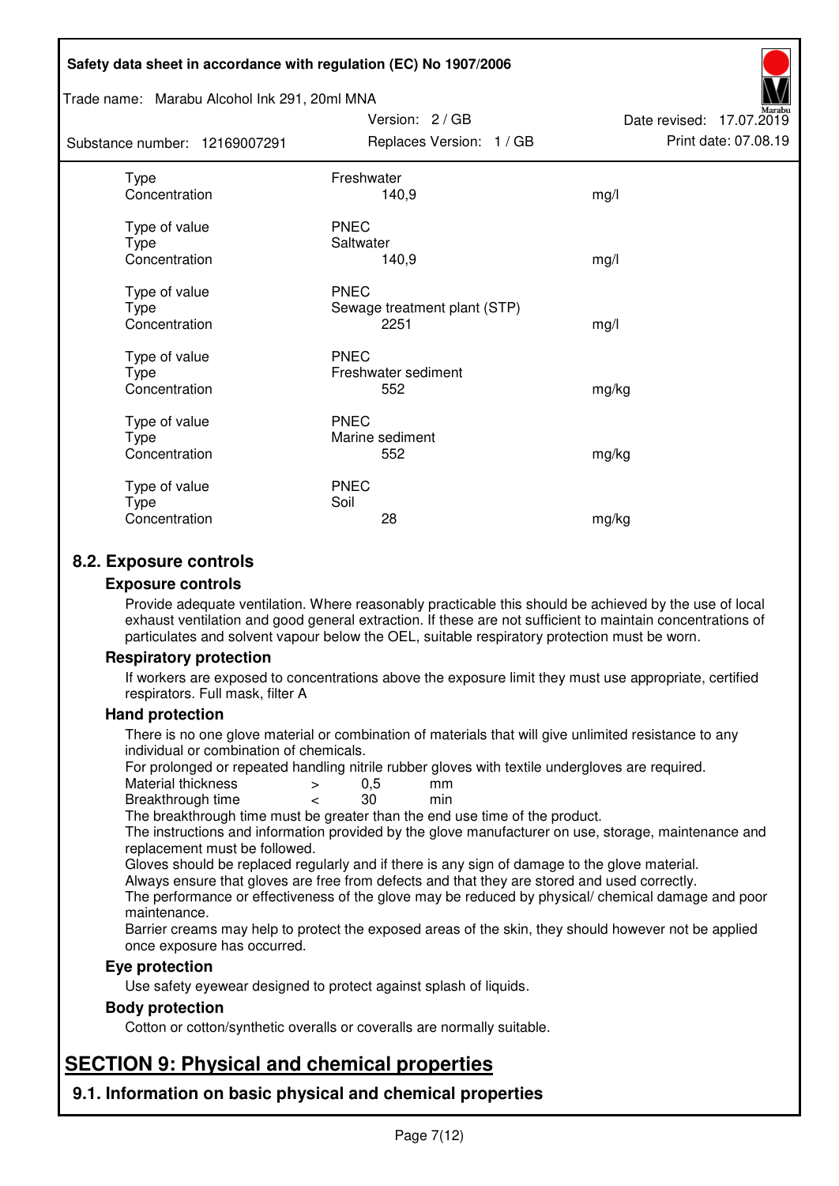| | | |
|---|---|---|
| Type | Freshwater | |
| Concentration | 140,9 | mg/l |
| | | |
| Type of value | PNEC | |
| Type | Saltwater | |
| Concentration | 140,9 | mg/l |
| | | |
| Type of value | PNEC | |
| Type | Sewage treatment plant (STP) | |
| Concentration | 2251 | mg/l |
| | | |
| Type of value | PNEC | |
| Type | Freshwater sediment | |
| Concentration | 552 | mg/kg |
| | | |
| Type of value | PNEC | |
| Type | Marine sediment | |
| Concentration | 552 | mg/kg |
| | | |
| Type of value | PNEC | |
| Type | Soil | |
| Concentration | 28 | mg/kg |

## 8.2. Exposure controls

### Exposure controls

Provide adequate ventilation. Where reasonably practicable this should be achieved by the use of local exhaust ventilation and good general extraction. If these are not sufficient to maintain concentrations of particulates and solvent vapour below the OEL, suitable respiratory protection must be worn.

### Respiratory protection

If workers are exposed to concentrations above the exposure limit they must use appropriate, certified respirators. Full mask, filter A

### Hand protection

There is no one glove material or combination of materials that will give unlimited resistance to any individual or combination of chemicals.

For prolonged or repeated handling nitrile rubber gloves with textile undergloves are required.

| | | | |
|---|---|---|---|
| Material thickness | > | 0,5 | mm |
| Breakthrough time | < | 30 | min |

The breakthrough time must be greater than the end use time of the product.

The instructions and information provided by the glove manufacturer on use, storage, maintenance and replacement must be followed.

Gloves should be replaced regularly and if there is any sign of damage to the glove material.

Always ensure that gloves are free from defects and that they are stored and used correctly.

The performance or effectiveness of the glove may be reduced by physical/ chemical damage and poor maintenance.

Barrier creams may help to protect the exposed areas of the skin, they should however not be applied once exposure has occurred.

### Eye protection

Use safety eyewear designed to protect against splash of liquids.

### Body protection

Cotton or cotton/synthetic overalls or coveralls are normally suitable.

# SECTION 9: Physical and chemical properties

## 9.1. Information on basic physical and chemical properties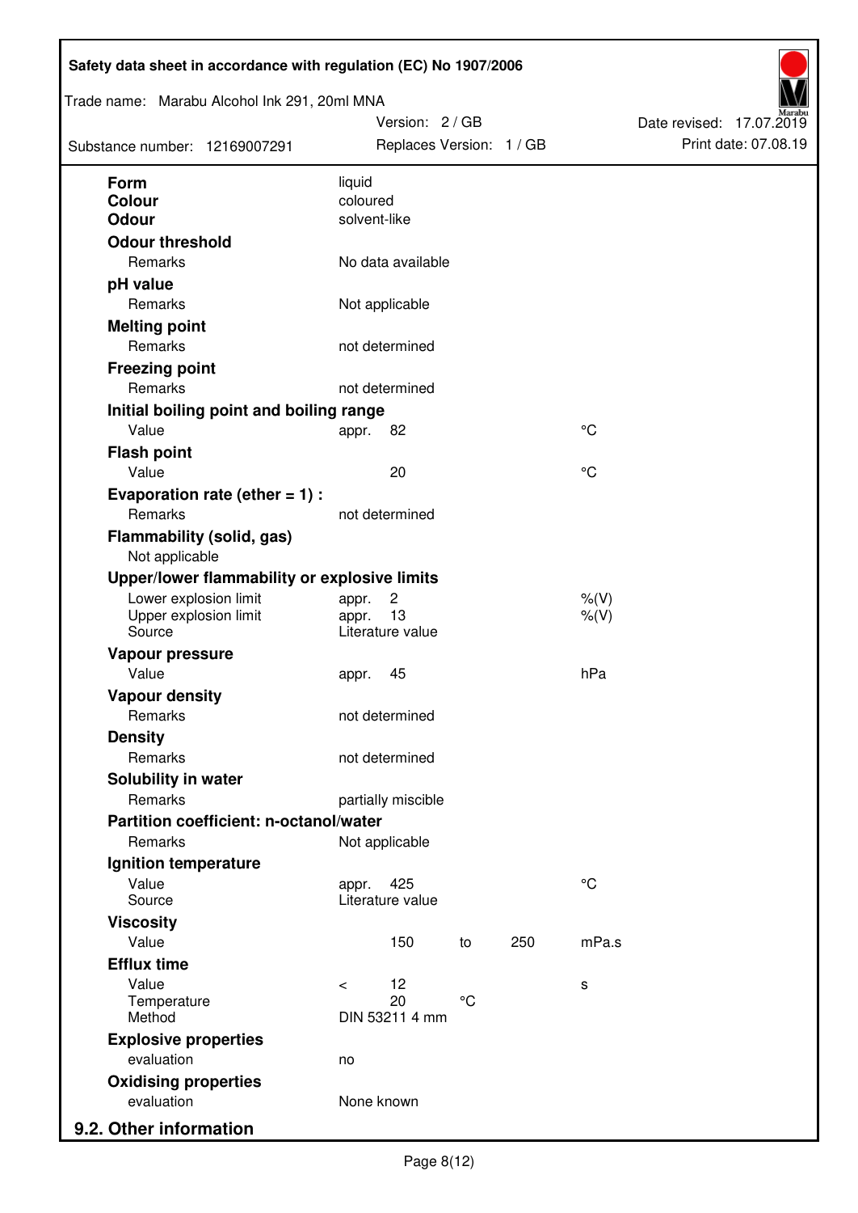| | | | | |
|---|---|---|---|---|
| **Form** | liquid | | | |
| **Colour** | coloured | | | |
| **Odour** | solvent-like | | | |
| **Odour threshold** | | | | |
| Remarks | No data available | | | |
| **pH value** | | | | |
| Remarks | Not applicable | | | |
| **Melting point** | | | | |
| Remarks | not determined | | | |
| **Freezing point** | | | | |
| Remarks | not determined | | | |
| **Initial boiling point and boiling range** | | | | |
| Value | appr. 82 | | | °C |
| **Flash point** | | | | |
| Value | 20 | | | °C |
| **Evaporation rate (ether = 1) :** | | | | |
| Remarks | not determined | | | |
| **Flammability (solid, gas)** | | | | |
| Not applicable | | | | |
| **Upper/lower flammability or explosive limits** | | | | |
| Lower explosion limit | appr. 2 | | | %(V) |
| Upper explosion limit | appr. 13 | | | %(V) |
| Source | Literature value | | | |
| **Vapour pressure** | | | | |
| Value | appr. 45 | | | hPa |
| **Vapour density** | | | | |
| Remarks | not determined | | | |
| **Density** | | | | |
| Remarks | not determined | | | |
| **Solubility in water** | | | | |
| Remarks | partially miscible | | | |
| **Partition coefficient: n-octanol/water** | | | | |
| Remarks | Not applicable | | | |
| **Ignition temperature** | | | | |
| Value | appr. 425 | | | °C |
| Source | Literature value | | | |
| **Viscosity** | | | | |
| Value | 150 | to | 250 | mPa.s |
| **Efflux time** | | | | |
| Value | < 12 | | | s |
| Temperature | 20 | °C | | |
| Method | DIN 53211 4 mm | | | |
| **Explosive properties** | | | | |
| evaluation | no | | | |
| **Oxidising properties** | | | | |
| evaluation | None known | | | |

## 9.2. Other information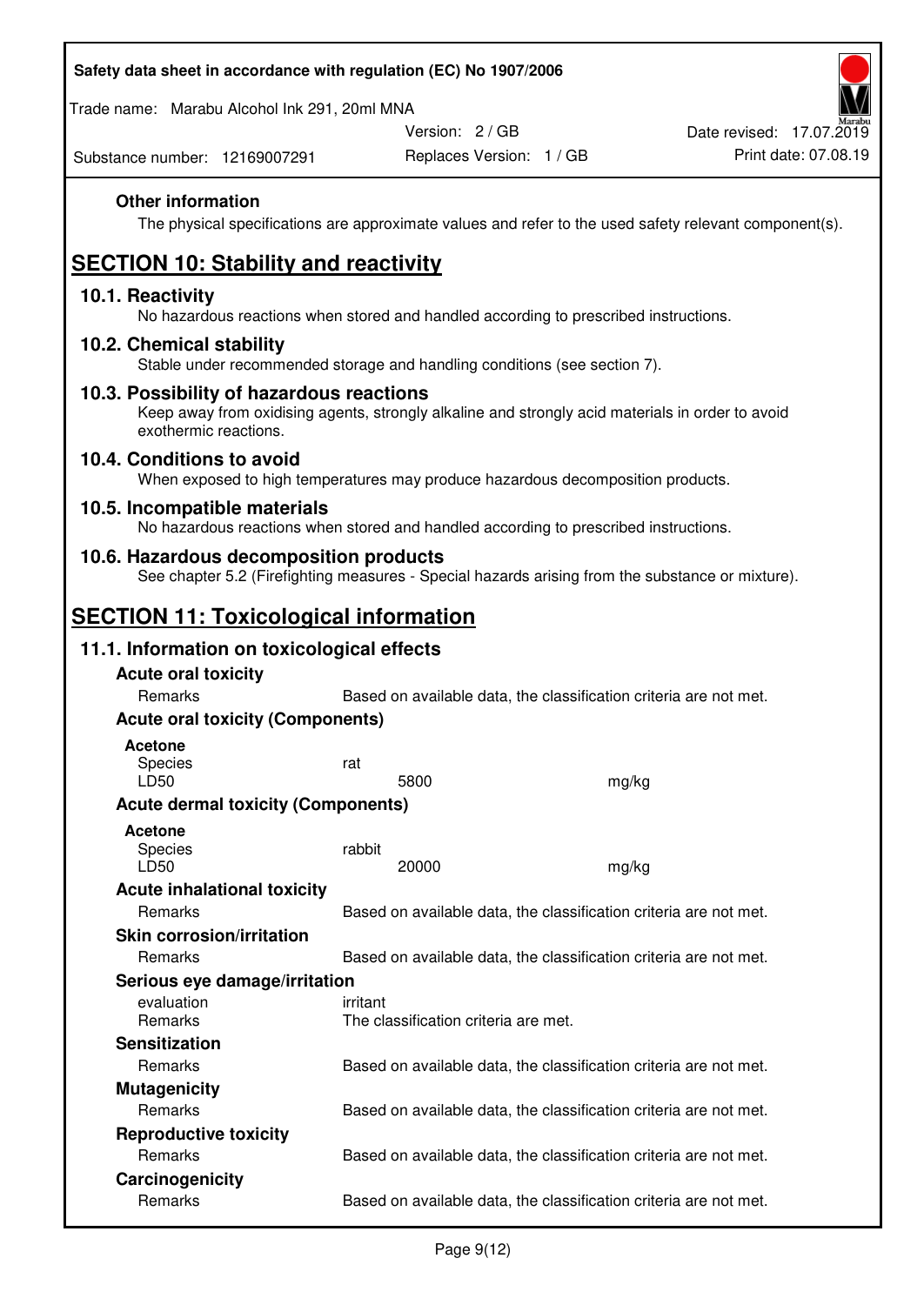### Other information

The physical specifications are approximate values and refer to the used safety relevant component(s).

## SECTION 10: Stability and reactivity

### 10.1. Reactivity

No hazardous reactions when stored and handled according to prescribed instructions.

### 10.2. Chemical stability

Stable under recommended storage and handling conditions (see section 7).

### 10.3. Possibility of hazardous reactions

Keep away from oxidising agents, strongly alkaline and strongly acid materials in order to avoid exothermic reactions.

### 10.4. Conditions to avoid

When exposed to high temperatures may produce hazardous decomposition products.

### 10.5. Incompatible materials

No hazardous reactions when stored and handled according to prescribed instructions.

### 10.6. Hazardous decomposition products

See chapter 5.2 (Firefighting measures - Special hazards arising from the substance or mixture).

## SECTION 11: Toxicological information

### 11.1. Information on toxicological effects

**Acute oral toxicity**

| | | |
|---|---|---|
| Remarks | Based on available data, the classification criteria are not met. | |

**Acute oral toxicity (Components)**

**Acetone**

| | | |
|---|---|---|
| Species | rat | |
| LD50 | 5800 | mg/kg |

**Acute dermal toxicity (Components)**

**Acetone**

| | | |
|---|---|---|
| Species | rabbit | |
| LD50 | 20000 | mg/kg |

**Acute inhalational toxicity**

| | |
|---|---|
| Remarks | Based on available data, the classification criteria are not met. |

**Skin corrosion/irritation**

| | |
|---|---|
| Remarks | Based on available data, the classification criteria are not met. |

**Serious eye damage/irritation**

| | |
|---|---|
| evaluation | irritant |
| Remarks | The classification criteria are met. |

**Sensitization**

| | |
|---|---|
| Remarks | Based on available data, the classification criteria are not met. |

**Mutagenicity**

| | |
|---|---|
| Remarks | Based on available data, the classification criteria are not met. |

**Reproductive toxicity**

| | |
|---|---|
| Remarks | Based on available data, the classification criteria are not met. |

**Carcinogenicity**

| | |
|---|---|
| Remarks | Based on available data, the classification criteria are not met. |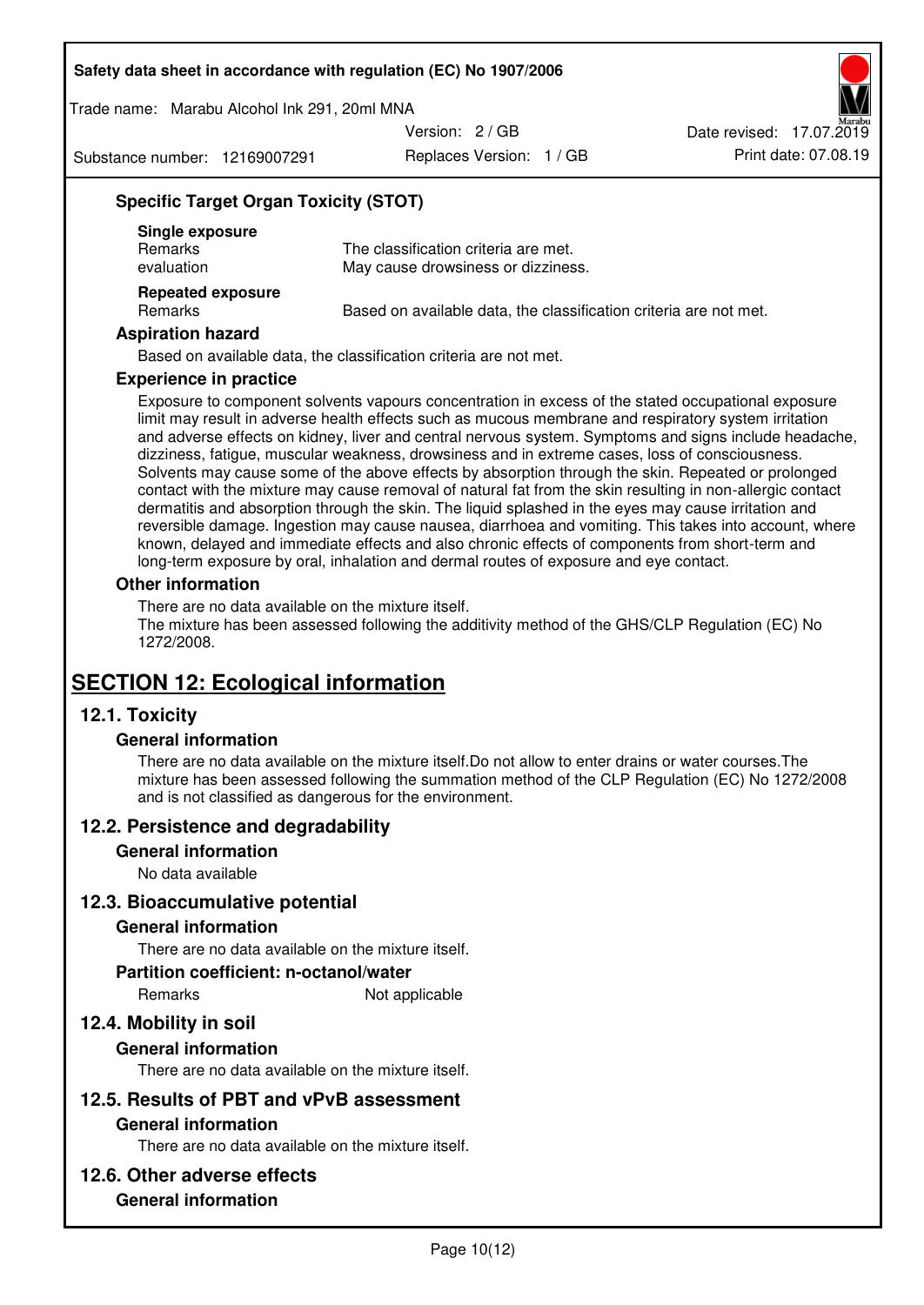### Specific Target Organ Toxicity (STOT)

**Single exposure**

| | |
|---|---|
| Remarks | The classification criteria are met. |
| evaluation | May cause drowsiness or dizziness. |

**Repeated exposure**

| | |
|---|---|
| Remarks | Based on available data, the classification criteria are not met. |

### Aspiration hazard

Based on available data, the classification criteria are not met.

### Experience in practice

Exposure to component solvents vapours concentration in excess of the stated occupational exposure limit may result in adverse health effects such as mucous membrane and respiratory system irritation and adverse effects on kidney, liver and central nervous system. Symptoms and signs include headache, dizziness, fatigue, muscular weakness, drowsiness and in extreme cases, loss of consciousness. Solvents may cause some of the above effects by absorption through the skin. Repeated or prolonged contact with the mixture may cause removal of natural fat from the skin resulting in non-allergic contact dermatitis and absorption through the skin. The liquid splashed in the eyes may cause irritation and reversible damage. Ingestion may cause nausea, diarrhoea and vomiting. This takes into account, where known, delayed and immediate effects and also chronic effects of components from short-term and long-term exposure by oral, inhalation and dermal routes of exposure and eye contact.

### Other information

There are no data available on the mixture itself.
The mixture has been assessed following the additivity method of the GHS/CLP Regulation (EC) No 1272/2008.

# SECTION 12: Ecological information

## 12.1. Toxicity

### General information

There are no data available on the mixture itself.Do not allow to enter drains or water courses.The mixture has been assessed following the summation method of the CLP Regulation (EC) No 1272/2008 and is not classified as dangerous for the environment.

## 12.2. Persistence and degradability

### General information

No data available

## 12.3. Bioaccumulative potential

### General information

There are no data available on the mixture itself.

### Partition coefficient: n-octanol/water

| | |
|---|---|
| Remarks | Not applicable |

## 12.4. Mobility in soil

### General information

There are no data available on the mixture itself.

## 12.5. Results of PBT and vPvB assessment

### General information

There are no data available on the mixture itself.

## 12.6. Other adverse effects

### General information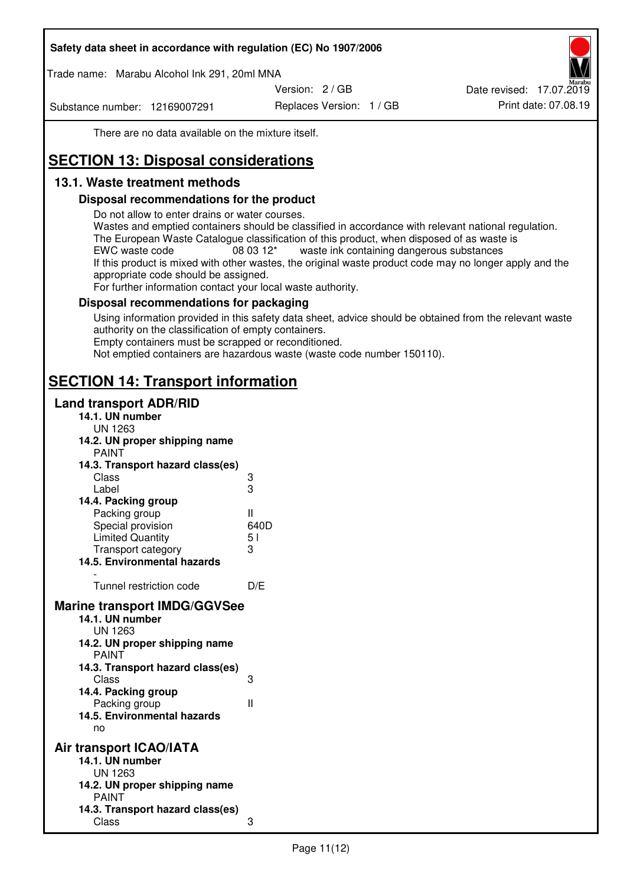There are no data available on the mixture itself.

# SECTION 13: Disposal considerations

## 13.1. Waste treatment methods

### Disposal recommendations for the product

Do not allow to enter drains or water courses.
Wastes and emptied containers should be classified in accordance with relevant national regulation.
The European Waste Catalogue classification of this product, when disposed of as waste is
EWC waste code 08 03 12* waste ink containing dangerous substances
If this product is mixed with other wastes, the original waste product code may no longer apply and the appropriate code should be assigned.
For further information contact your local waste authority.

### Disposal recommendations for packaging

Using information provided in this safety data sheet, advice should be obtained from the relevant waste authority on the classification of empty containers.
Empty containers must be scrapped or reconditioned.
Not emptied containers are hazardous waste (waste code number 150110).

# SECTION 14: Transport information

## Land transport ADR/RID

**14.1. UN number**
UN 1263

**14.2. UN proper shipping name**
PAINT

**14.3. Transport hazard class(es)**

| | |
|---|---|
| Class | 3 |
| Label | 3 |

**14.4. Packing group**

| | |
|---|---|
| Packing group | II |
| Special provision | 640D |
| Limited Quantity | 5 l |
| Transport category | 3 |

**14.5. Environmental hazards**
-

| | |
|---|---|
| Tunnel restriction code | D/E |

## Marine transport IMDG/GGVSee

**14.1. UN number**
UN 1263

**14.2. UN proper shipping name**
PAINT

**14.3. Transport hazard class(es)**

| | |
|---|---|
| Class | 3 |

**14.4. Packing group**

| | |
|---|---|
| Packing group | II |

**14.5. Environmental hazards**
no

## Air transport ICAO/IATA

**14.1. UN number**
UN 1263

**14.2. UN proper shipping name**
PAINT

**14.3. Transport hazard class(es)**

| | |
|---|---|
| Class | 3 |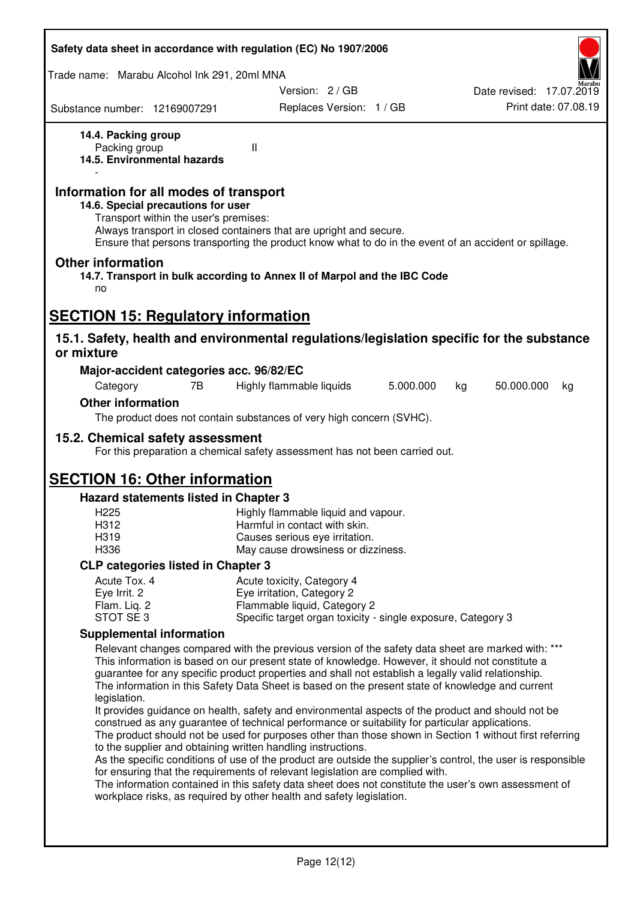**14.4. Packing group**

Packing group II

**14.5. Environmental hazards**

-

## Information for all modes of transport

**14.6. Special precautions for user**

Transport within the user's premises:
Always transport in closed containers that are upright and secure.
Ensure that persons transporting the product know what to do in the event of an accident or spillage.

## Other information

**14.7. Transport in bulk according to Annex II of Marpol and the IBC Code**

no

# SECTION 15: Regulatory information

## 15.1. Safety, health and environmental regulations/legislation specific for the substance or mixture

### Major-accident categories acc. 96/82/EC

| | | | | | | |
|---|---|---|---|---|---|---|
| Category | 7B | Highly flammable liquids | 5.000.000 | kg | 50.000.000 | kg |

### Other information

The product does not contain substances of very high concern (SVHC).

## 15.2. Chemical safety assessment

For this preparation a chemical safety assessment has not been carried out.

# SECTION 16: Other information

### Hazard statements listed in Chapter 3

| | |
|---|---|
| H225 | Highly flammable liquid and vapour. |
| H312 | Harmful in contact with skin. |
| H319 | Causes serious eye irritation. |
| H336 | May cause drowsiness or dizziness. |

### CLP categories listed in Chapter 3

| | |
|---|---|
| Acute Tox. 4 | Acute toxicity, Category 4 |
| Eye Irrit. 2 | Eye irritation, Category 2 |
| Flam. Liq. 2 | Flammable liquid, Category 2 |
| STOT SE 3 | Specific target organ toxicity - single exposure, Category 3 |

### Supplemental information

Relevant changes compared with the previous version of the safety data sheet are marked with: ***
This information is based on our present state of knowledge. However, it should not constitute a guarantee for any specific product properties and shall not establish a legally valid relationship.
The information in this Safety Data Sheet is based on the present state of knowledge and current legislation.
It provides guidance on health, safety and environmental aspects of the product and should not be construed as any guarantee of technical performance or suitability for particular applications.
The product should not be used for purposes other than those shown in Section 1 without first referring to the supplier and obtaining written handling instructions.
As the specific conditions of use of the product are outside the supplier's control, the user is responsible for ensuring that the requirements of relevant legislation are complied with.
The information contained in this safety data sheet does not constitute the user's own assessment of workplace risks, as required by other health and safety legislation.